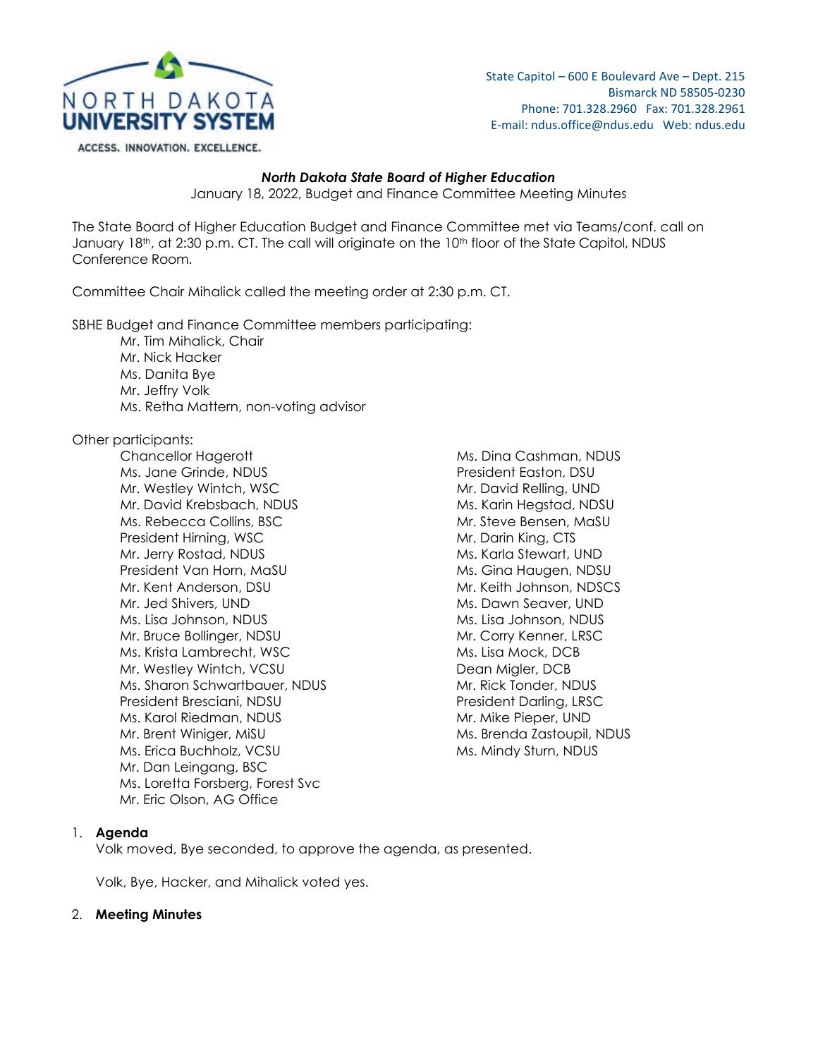State Capitol – 600 E Boulevard Ave – Dept. 215
Bismarck ND 58505-0230
Phone: 701.328.2960 Fax: 701.328.2961
E-mail: ndus.office@ndus.edu Web: ndus.edu

NORTH DAKOTA UNIVERSITY SYSTEM
ACCESS. INNOVATION. EXCELLENCE.

## *North Dakota State Board of Higher Education*

January 18, 2022, Budget and Finance Committee Meeting Minutes

The State Board of Higher Education Budget and Finance Committee met via Teams/conf. call on January 18th, at 2:30 p.m. CT. The call will originate on the 10th floor of the State Capitol, NDUS Conference Room.

Committee Chair Mihalick called the meeting order at 2:30 p.m. CT.

SBHE Budget and Finance Committee members participating:

- Mr. Tim Mihalick, Chair
- Mr. Nick Hacker
- Ms. Danita Bye
- Mr. Jeffry Volk
- Ms. Retha Mattern, non-voting advisor

Other participants:

- Chancellor Hagerott
- Ms. Jane Grinde, NDUS
- Mr. Westley Wintch, WSC
- Mr. David Krebsbach, NDUS
- Ms. Rebecca Collins, BSC
- President Hirning, WSC
- Mr. Jerry Rostad, NDUS
- President Van Horn, MaSU
- Mr. Kent Anderson, DSU
- Mr. Jed Shivers, UND
- Ms. Lisa Johnson, NDUS
- Mr. Bruce Bollinger, NDSU
- Ms. Krista Lambrecht, WSC
- Mr. Westley Wintch, VCSU
- Ms. Sharon Schwartbauer, NDUS
- President Bresciani, NDSU
- Ms. Karol Riedman, NDUS
- Mr. Brent Winiger, MiSU
- Ms. Erica Buchholz, VCSU
- Mr. Dan Leingang, BSC
- Ms. Loretta Forsberg, Forest Svc
- Mr. Eric Olson, AG Office
- Ms. Dina Cashman, NDUS
- President Easton, DSU
- Mr. David Relling, UND
- Ms. Karin Hegstad, NDSU
- Mr. Steve Bensen, MaSU
- Mr. Darin King, CTS
- Ms. Karla Stewart, UND
- Ms. Gina Haugen, NDSU
- Mr. Keith Johnson, NDSCS
- Ms. Dawn Seaver, UND
- Ms. Lisa Johnson, NDUS
- Mr. Corry Kenner, LRSC
- Ms. Lisa Mock, DCB
- Dean Migler, DCB
- Mr. Rick Tonder, NDUS
- President Darling, LRSC
- Mr. Mike Pieper, UND
- Ms. Brenda Zastoupil, NDUS
- Ms. Mindy Sturn, NDUS

1. **Agenda**

   Volk moved, Bye seconded, to approve the agenda, as presented.

   Volk, Bye, Hacker, and Mihalick voted yes.

2. **Meeting Minutes**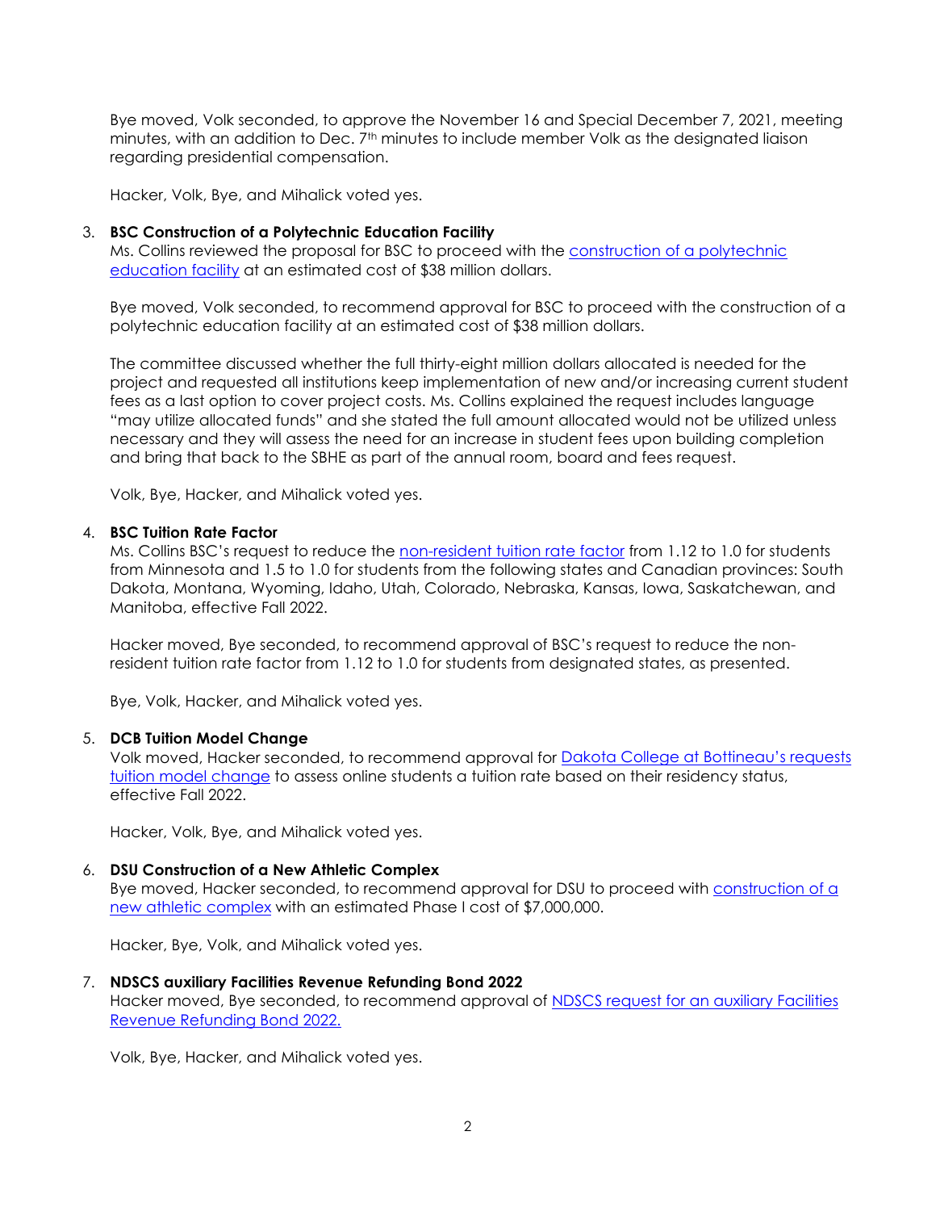Bye moved, Volk seconded, to approve the November 16 and Special December 7, 2021, meeting minutes, with an addition to Dec. 7th minutes to include member Volk as the designated liaison regarding presidential compensation.

Hacker, Volk, Bye, and Mihalick voted yes.

3. **BSC Construction of a Polytechnic Education Facility**
   Ms. Collins reviewed the proposal for BSC to proceed with the construction of a polytechnic education facility at an estimated cost of $38 million dollars.

   Bye moved, Volk seconded, to recommend approval for BSC to proceed with the construction of a polytechnic education facility at an estimated cost of $38 million dollars.

   The committee discussed whether the full thirty-eight million dollars allocated is needed for the project and requested all institutions keep implementation of new and/or increasing current student fees as a last option to cover project costs. Ms. Collins explained the request includes language "may utilize allocated funds" and she stated the full amount allocated would not be utilized unless necessary and they will assess the need for an increase in student fees upon building completion and bring that back to the SBHE as part of the annual room, board and fees request.

   Volk, Bye, Hacker, and Mihalick voted yes.

4. **BSC Tuition Rate Factor**
   Ms. Collins BSC's request to reduce the non-resident tuition rate factor from 1.12 to 1.0 for students from Minnesota and 1.5 to 1.0 for students from the following states and Canadian provinces: South Dakota, Montana, Wyoming, Idaho, Utah, Colorado, Nebraska, Kansas, Iowa, Saskatchewan, and Manitoba, effective Fall 2022.

   Hacker moved, Bye seconded, to recommend approval of BSC's request to reduce the non-resident tuition rate factor from 1.12 to 1.0 for students from designated states, as presented.

   Bye, Volk, Hacker, and Mihalick voted yes.

5. **DCB Tuition Model Change**
   Volk moved, Hacker seconded, to recommend approval for Dakota College at Bottineau's requests tuition model change to assess online students a tuition rate based on their residency status, effective Fall 2022.

   Hacker, Volk, Bye, and Mihalick voted yes.

6. **DSU Construction of a New Athletic Complex**
   Bye moved, Hacker seconded, to recommend approval for DSU to proceed with construction of a new athletic complex with an estimated Phase I cost of $7,000,000.

   Hacker, Bye, Volk, and Mihalick voted yes.

7. **NDSCS auxiliary Facilities Revenue Refunding Bond 2022**
   Hacker moved, Bye seconded, to recommend approval of NDSCS request for an auxiliary Facilities Revenue Refunding Bond 2022.

   Volk, Bye, Hacker, and Mihalick voted yes.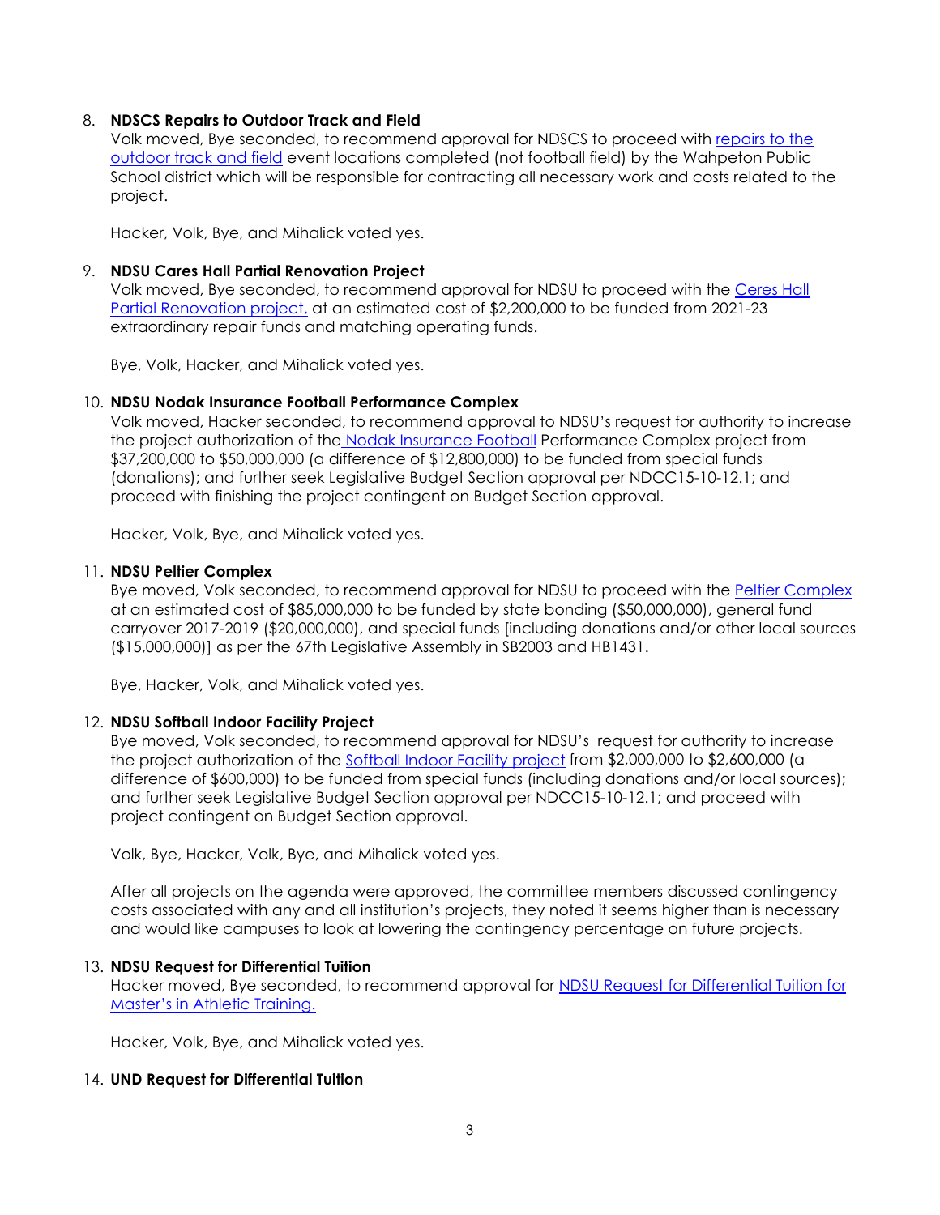8. **NDSCS Repairs to Outdoor Track and Field**

   Volk moved, Bye seconded, to recommend approval for NDSCS to proceed with repairs to the outdoor track and field event locations completed (not football field) by the Wahpeton Public School district which will be responsible for contracting all necessary work and costs related to the project.

   Hacker, Volk, Bye, and Mihalick voted yes.

9. **NDSU Cares Hall Partial Renovation Project**

   Volk moved, Bye seconded, to recommend approval for NDSU to proceed with the Ceres Hall Partial Renovation project, at an estimated cost of $2,200,000 to be funded from 2021-23 extraordinary repair funds and matching operating funds.

   Bye, Volk, Hacker, and Mihalick voted yes.

10. **NDSU Nodak Insurance Football Performance Complex**

    Volk moved, Hacker seconded, to recommend approval to NDSU's request for authority to increase the project authorization of the Nodak Insurance Football Performance Complex project from $37,200,000 to $50,000,000 (a difference of $12,800,000) to be funded from special funds (donations); and further seek Legislative Budget Section approval per NDCC15-10-12.1; and proceed with finishing the project contingent on Budget Section approval.

    Hacker, Volk, Bye, and Mihalick voted yes.

11. **NDSU Peltier Complex**

    Bye moved, Volk seconded, to recommend approval for NDSU to proceed with the Peltier Complex at an estimated cost of $85,000,000 to be funded by state bonding ($50,000,000), general fund carryover 2017-2019 ($20,000,000), and special funds [including donations and/or other local sources ($15,000,000)] as per the 67th Legislative Assembly in SB2003 and HB1431.

    Bye, Hacker, Volk, and Mihalick voted yes.

12. **NDSU Softball Indoor Facility Project**

    Bye moved, Volk seconded, to recommend approval for NDSU's request for authority to increase the project authorization of the Softball Indoor Facility project from $2,000,000 to $2,600,000 (a difference of $600,000) to be funded from special funds (including donations and/or local sources); and further seek Legislative Budget Section approval per NDCC15-10-12.1; and proceed with project contingent on Budget Section approval.

    Volk, Bye, Hacker, Volk, Bye, and Mihalick voted yes.

    After all projects on the agenda were approved, the committee members discussed contingency costs associated with any and all institution's projects, they noted it seems higher than is necessary and would like campuses to look at lowering the contingency percentage on future projects.

13. **NDSU Request for Differential Tuition**

    Hacker moved, Bye seconded, to recommend approval for NDSU Request for Differential Tuition for Master's in Athletic Training.

    Hacker, Volk, Bye, and Mihalick voted yes.

14. **UND Request for Differential Tuition**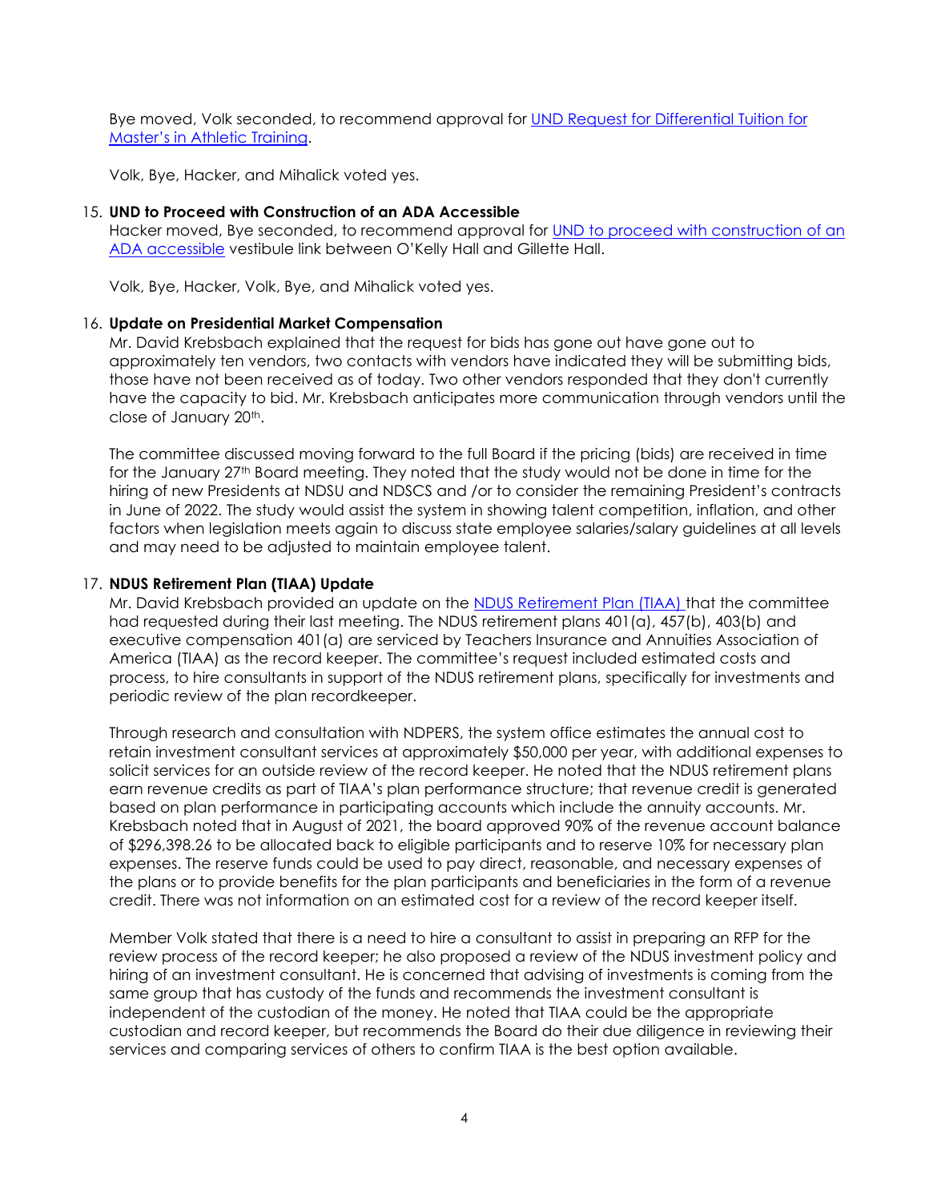Bye moved, Volk seconded, to recommend approval for UND Request for Differential Tuition for Master's in Athletic Training.

Volk, Bye, Hacker, and Mihalick voted yes.

15. **UND to Proceed with Construction of an ADA Accessible**
    Hacker moved, Bye seconded, to recommend approval for UND to proceed with construction of an ADA accessible vestibule link between O'Kelly Hall and Gillette Hall.

    Volk, Bye, Hacker, Volk, Bye, and Mihalick voted yes.

16. **Update on Presidential Market Compensation**
    Mr. David Krebsbach explained that the request for bids has gone out have gone out to approximately ten vendors, two contacts with vendors have indicated they will be submitting bids, those have not been received as of today. Two other vendors responded that they don't currently have the capacity to bid. Mr. Krebsbach anticipates more communication through vendors until the close of January 20th.

    The committee discussed moving forward to the full Board if the pricing (bids) are received in time for the January 27th Board meeting. They noted that the study would not be done in time for the hiring of new Presidents at NDSU and NDSCS and /or to consider the remaining President's contracts in June of 2022. The study would assist the system in showing talent competition, inflation, and other factors when legislation meets again to discuss state employee salaries/salary guidelines at all levels and may need to be adjusted to maintain employee talent.

17. **NDUS Retirement Plan (TIAA) Update**
    Mr. David Krebsbach provided an update on the NDUS Retirement Plan (TIAA) that the committee had requested during their last meeting. The NDUS retirement plans 401(a), 457(b), 403(b) and executive compensation 401(a) are serviced by Teachers Insurance and Annuities Association of America (TIAA) as the record keeper. The committee's request included estimated costs and process, to hire consultants in support of the NDUS retirement plans, specifically for investments and periodic review of the plan recordkeeper.

    Through research and consultation with NDPERS, the system office estimates the annual cost to retain investment consultant services at approximately $50,000 per year, with additional expenses to solicit services for an outside review of the record keeper. He noted that the NDUS retirement plans earn revenue credits as part of TIAA's plan performance structure; that revenue credit is generated based on plan performance in participating accounts which include the annuity accounts. Mr. Krebsbach noted that in August of 2021, the board approved 90% of the revenue account balance of $296,398.26 to be allocated back to eligible participants and to reserve 10% for necessary plan expenses. The reserve funds could be used to pay direct, reasonable, and necessary expenses of the plans or to provide benefits for the plan participants and beneficiaries in the form of a revenue credit. There was not information on an estimated cost for a review of the record keeper itself.

    Member Volk stated that there is a need to hire a consultant to assist in preparing an RFP for the review process of the record keeper; he also proposed a review of the NDUS investment policy and hiring of an investment consultant. He is concerned that advising of investments is coming from the same group that has custody of the funds and recommends the investment consultant is independent of the custodian of the money. He noted that TIAA could be the appropriate custodian and record keeper, but recommends the Board do their due diligence in reviewing their services and comparing services of others to confirm TIAA is the best option available.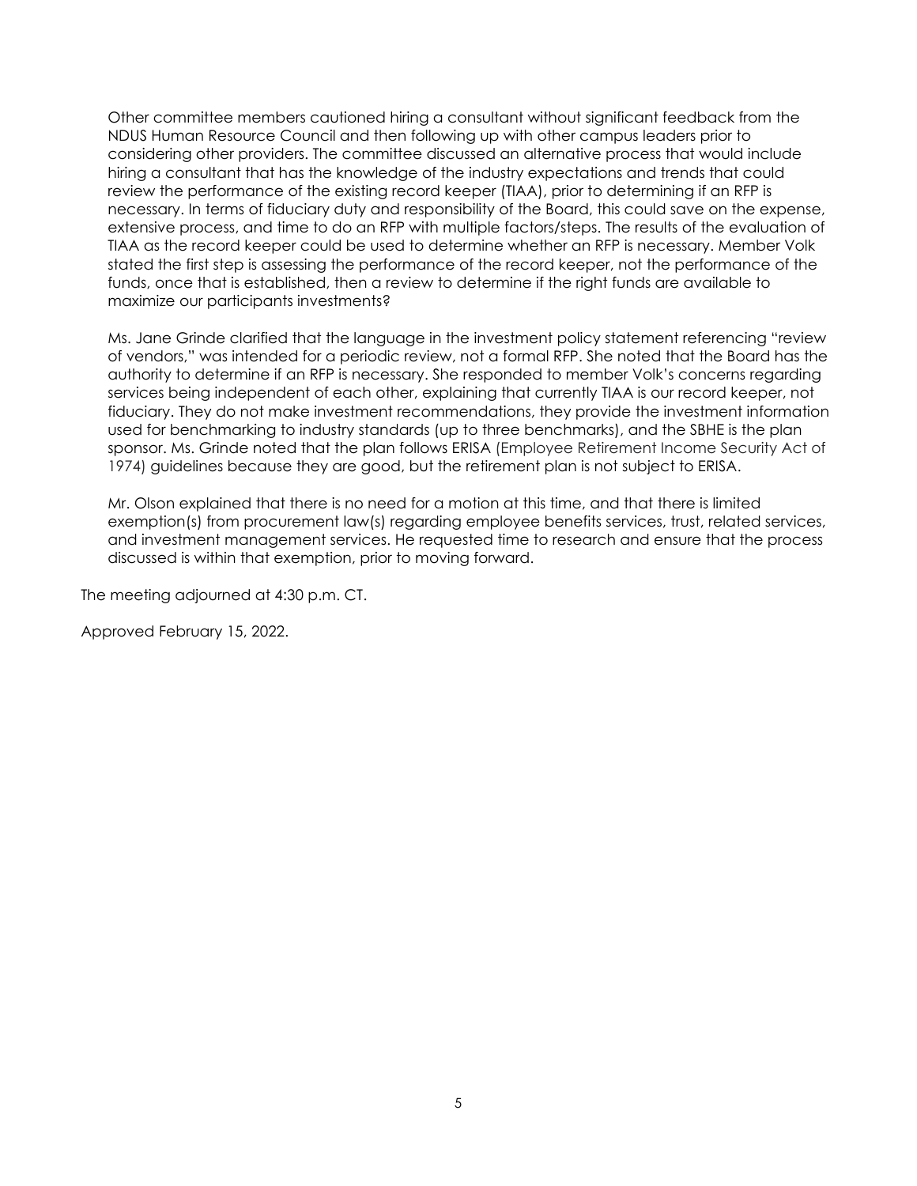Other committee members cautioned hiring a consultant without significant feedback from the NDUS Human Resource Council and then following up with other campus leaders prior to considering other providers. The committee discussed an alternative process that would include hiring a consultant that has the knowledge of the industry expectations and trends that could review the performance of the existing record keeper (TIAA), prior to determining if an RFP is necessary. In terms of fiduciary duty and responsibility of the Board, this could save on the expense, extensive process, and time to do an RFP with multiple factors/steps. The results of the evaluation of TIAA as the record keeper could be used to determine whether an RFP is necessary. Member Volk stated the first step is assessing the performance of the record keeper, not the performance of the funds, once that is established, then a review to determine if the right funds are available to maximize our participants investments?

Ms. Jane Grinde clarified that the language in the investment policy statement referencing "review of vendors," was intended for a periodic review, not a formal RFP. She noted that the Board has the authority to determine if an RFP is necessary. She responded to member Volk's concerns regarding services being independent of each other, explaining that currently TIAA is our record keeper, not fiduciary. They do not make investment recommendations, they provide the investment information used for benchmarking to industry standards (up to three benchmarks), and the SBHE is the plan sponsor. Ms. Grinde noted that the plan follows ERISA (Employee Retirement Income Security Act of 1974) guidelines because they are good, but the retirement plan is not subject to ERISA.

Mr. Olson explained that there is no need for a motion at this time, and that there is limited exemption(s) from procurement law(s) regarding employee benefits services, trust, related services, and investment management services. He requested time to research and ensure that the process discussed is within that exemption, prior to moving forward.

The meeting adjourned at 4:30 p.m. CT.

Approved February 15, 2022.